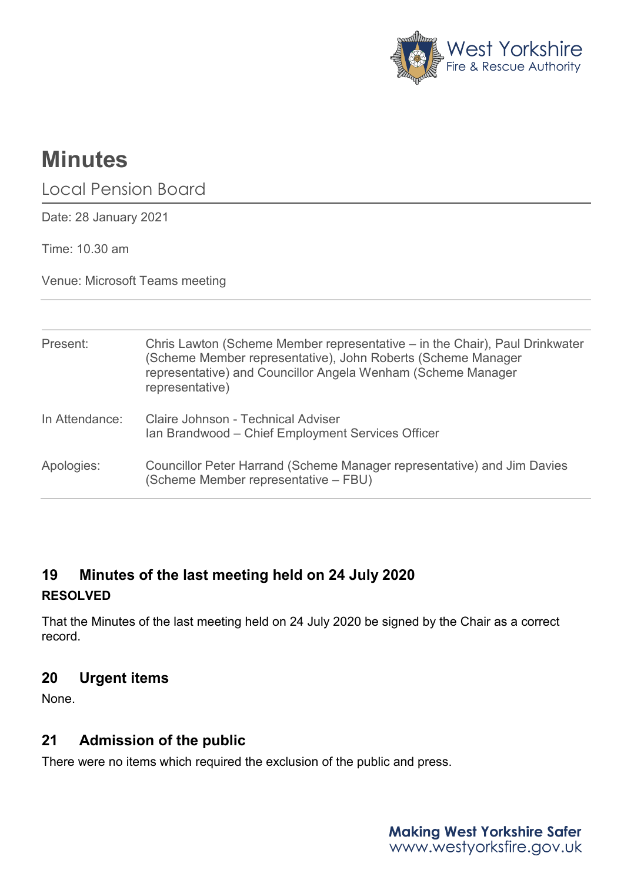# Minutes

## Local Pension Board

Date: 28 January 2021

Time: 10.30 am

Venue: Microsoft Teams meeting

| | |
|---|---|
| Present: | Chris Lawton (Scheme Member representative – in the Chair), Paul Drinkwater (Scheme Member representative), John Roberts (Scheme Manager representative) and Councillor Angela Wenham (Scheme Manager representative) |
| In Attendance: | Claire Johnson - Technical Adviser<br>Ian Brandwood – Chief Employment Services Officer |
| Apologies: | Councillor Peter Harrand (Scheme Manager representative) and Jim Davies (Scheme Member representative – FBU) |

## 19 Minutes of the last meeting held on 24 July 2020

**RESOLVED**

That the Minutes of the last meeting held on 24 July 2020 be signed by the Chair as a correct record.

## 20 Urgent items

None.

## 21 Admission of the public

There were no items which required the exclusion of the public and press.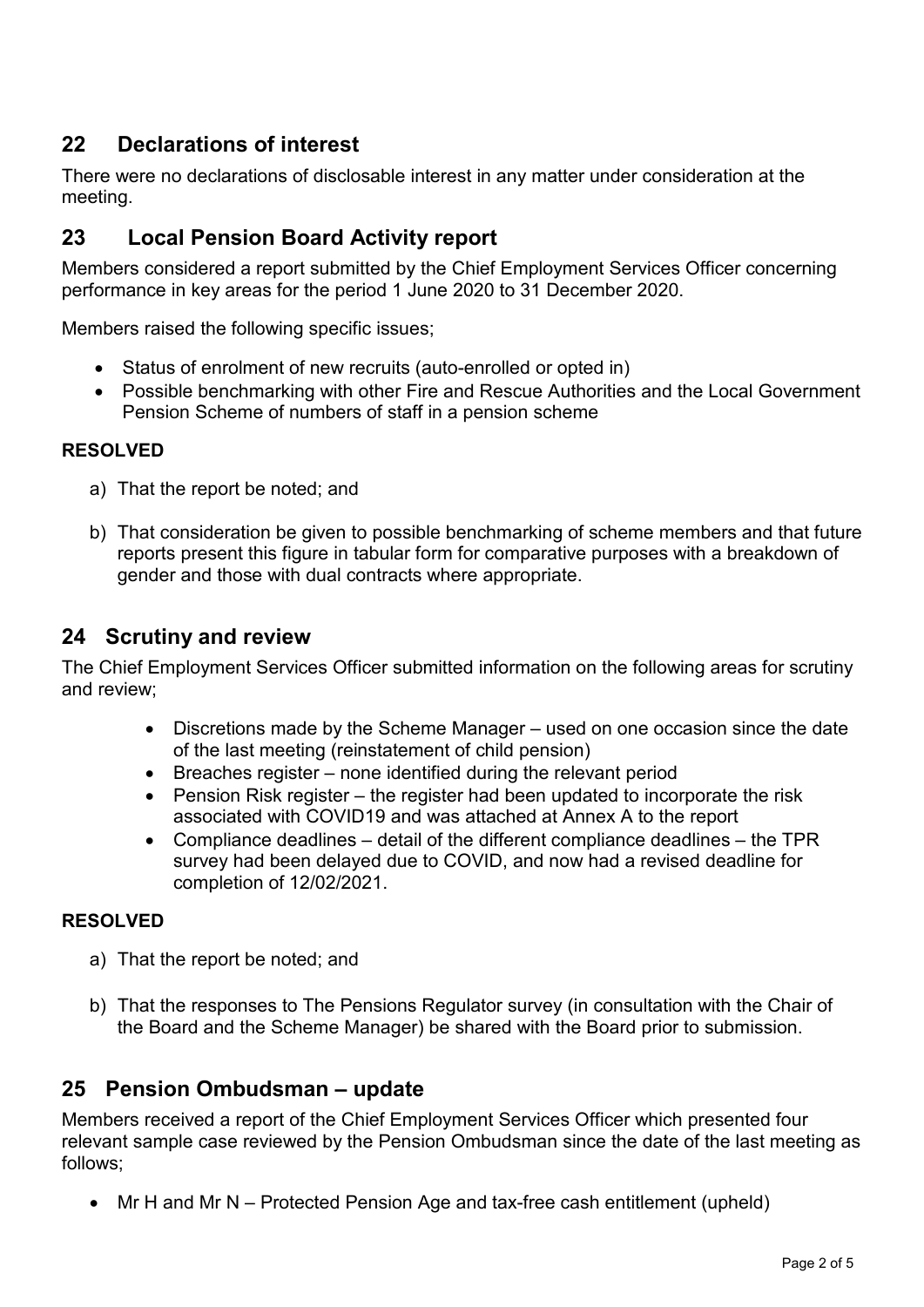## 22 Declarations of interest

There were no declarations of disclosable interest in any matter under consideration at the meeting.

## 23 Local Pension Board Activity report

Members considered a report submitted by the Chief Employment Services Officer concerning performance in key areas for the period 1 June 2020 to 31 December 2020.

Members raised the following specific issues;

- Status of enrolment of new recruits (auto-enrolled or opted in)
- Possible benchmarking with other Fire and Rescue Authorities and the Local Government Pension Scheme of numbers of staff in a pension scheme

**RESOLVED**

a) That the report be noted; and

b) That consideration be given to possible benchmarking of scheme members and that future reports present this figure in tabular form for comparative purposes with a breakdown of gender and those with dual contracts where appropriate.

## 24 Scrutiny and review

The Chief Employment Services Officer submitted information on the following areas for scrutiny and review;

- Discretions made by the Scheme Manager – used on one occasion since the date of the last meeting (reinstatement of child pension)
- Breaches register – none identified during the relevant period
- Pension Risk register – the register had been updated to incorporate the risk associated with COVID19 and was attached at Annex A to the report
- Compliance deadlines – detail of the different compliance deadlines – the TPR survey had been delayed due to COVID, and now had a revised deadline for completion of 12/02/2021.

**RESOLVED**

a) That the report be noted; and

b) That the responses to The Pensions Regulator survey (in consultation with the Chair of the Board and the Scheme Manager) be shared with the Board prior to submission.

## 25 Pension Ombudsman – update

Members received a report of the Chief Employment Services Officer which presented four relevant sample case reviewed by the Pension Ombudsman since the date of the last meeting as follows;

- Mr H and Mr N – Protected Pension Age and tax-free cash entitlement (upheld)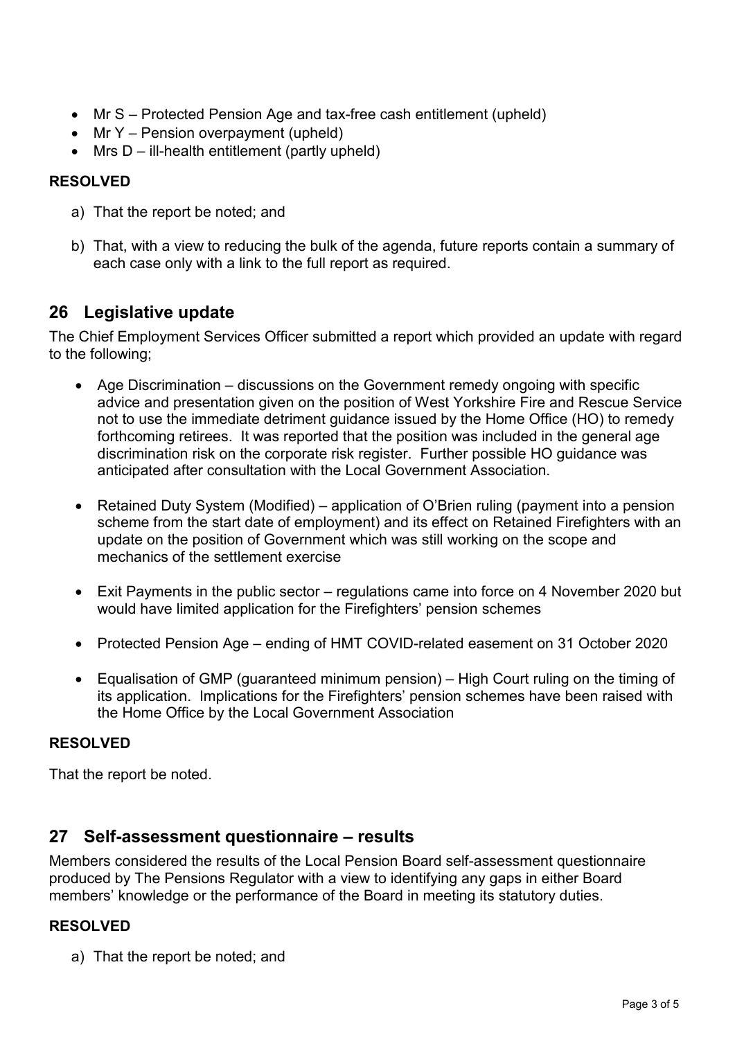- Mr S – Protected Pension Age and tax-free cash entitlement (upheld)
- Mr Y – Pension overpayment (upheld)
- Mrs D – ill-health entitlement (partly upheld)

**RESOLVED**

a) That the report be noted; and

b) That, with a view to reducing the bulk of the agenda, future reports contain a summary of each case only with a link to the full report as required.

## 26 Legislative update

The Chief Employment Services Officer submitted a report which provided an update with regard to the following;

- Age Discrimination – discussions on the Government remedy ongoing with specific advice and presentation given on the position of West Yorkshire Fire and Rescue Service not to use the immediate detriment guidance issued by the Home Office (HO) to remedy forthcoming retirees. It was reported that the position was included in the general age discrimination risk on the corporate risk register. Further possible HO guidance was anticipated after consultation with the Local Government Association.

- Retained Duty System (Modified) – application of O'Brien ruling (payment into a pension scheme from the start date of employment) and its effect on Retained Firefighters with an update on the position of Government which was still working on the scope and mechanics of the settlement exercise

- Exit Payments in the public sector – regulations came into force on 4 November 2020 but would have limited application for the Firefighters' pension schemes

- Protected Pension Age – ending of HMT COVID-related easement on 31 October 2020

- Equalisation of GMP (guaranteed minimum pension) – High Court ruling on the timing of its application. Implications for the Firefighters' pension schemes have been raised with the Home Office by the Local Government Association

**RESOLVED**

That the report be noted.

## 27 Self-assessment questionnaire – results

Members considered the results of the Local Pension Board self-assessment questionnaire produced by The Pensions Regulator with a view to identifying any gaps in either Board members' knowledge or the performance of the Board in meeting its statutory duties.

**RESOLVED**

a) That the report be noted; and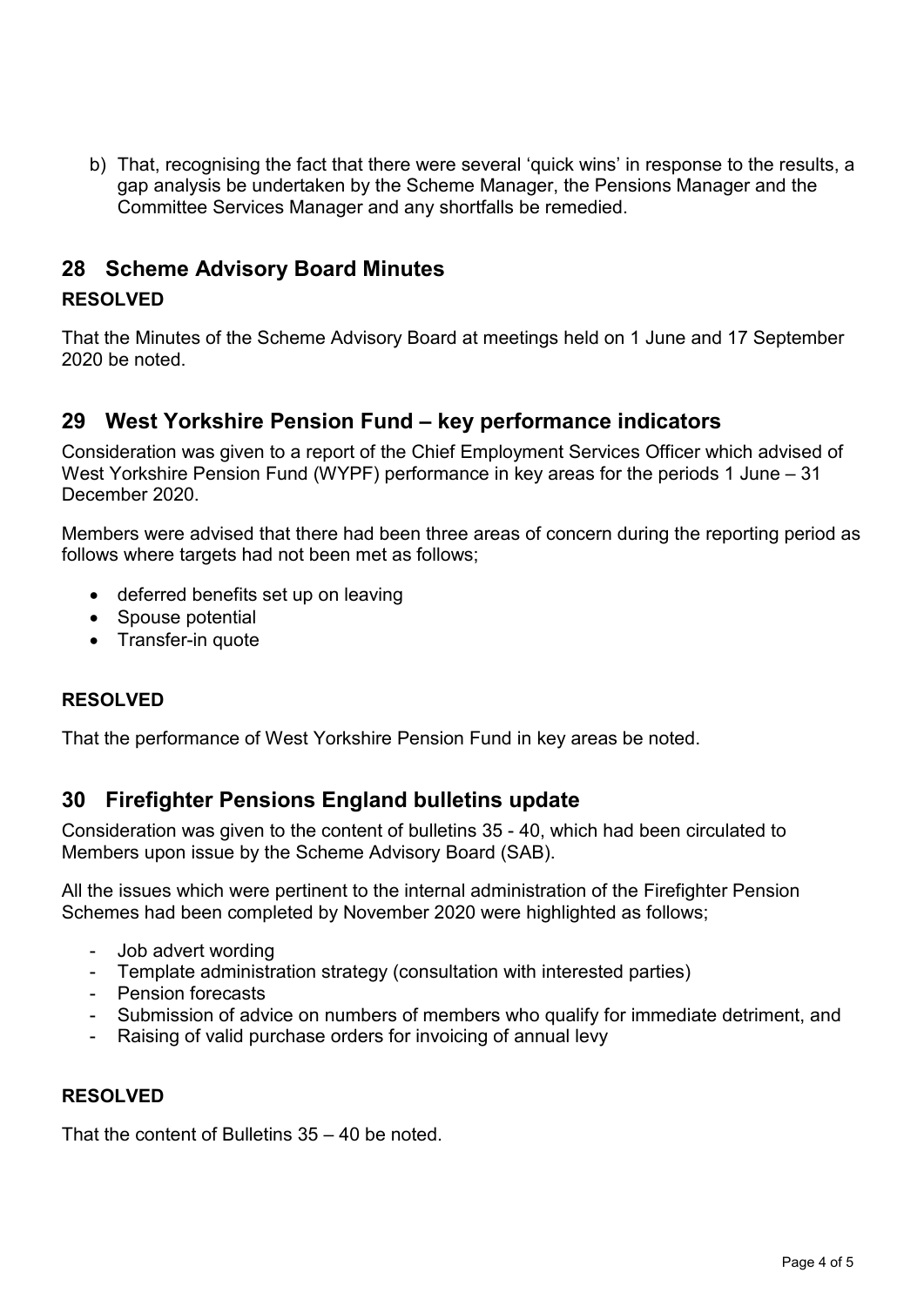b) That, recognising the fact that there were several 'quick wins' in response to the results, a gap analysis be undertaken by the Scheme Manager, the Pensions Manager and the Committee Services Manager and any shortfalls be remedied.

## 28 Scheme Advisory Board Minutes

**RESOLVED**

That the Minutes of the Scheme Advisory Board at meetings held on 1 June and 17 September 2020 be noted.

## 29 West Yorkshire Pension Fund – key performance indicators

Consideration was given to a report of the Chief Employment Services Officer which advised of West Yorkshire Pension Fund (WYPF) performance in key areas for the periods 1 June – 31 December 2020.

Members were advised that there had been three areas of concern during the reporting period as follows where targets had not been met as follows;

- deferred benefits set up on leaving
- Spouse potential
- Transfer-in quote

**RESOLVED**

That the performance of West Yorkshire Pension Fund in key areas be noted.

## 30 Firefighter Pensions England bulletins update

Consideration was given to the content of bulletins 35 - 40, which had been circulated to Members upon issue by the Scheme Advisory Board (SAB).

All the issues which were pertinent to the internal administration of the Firefighter Pension Schemes had been completed by November 2020 were highlighted as follows;

- Job advert wording
- Template administration strategy (consultation with interested parties)
- Pension forecasts
- Submission of advice on numbers of members who qualify for immediate detriment, and
- Raising of valid purchase orders for invoicing of annual levy

**RESOLVED**

That the content of Bulletins 35 – 40 be noted.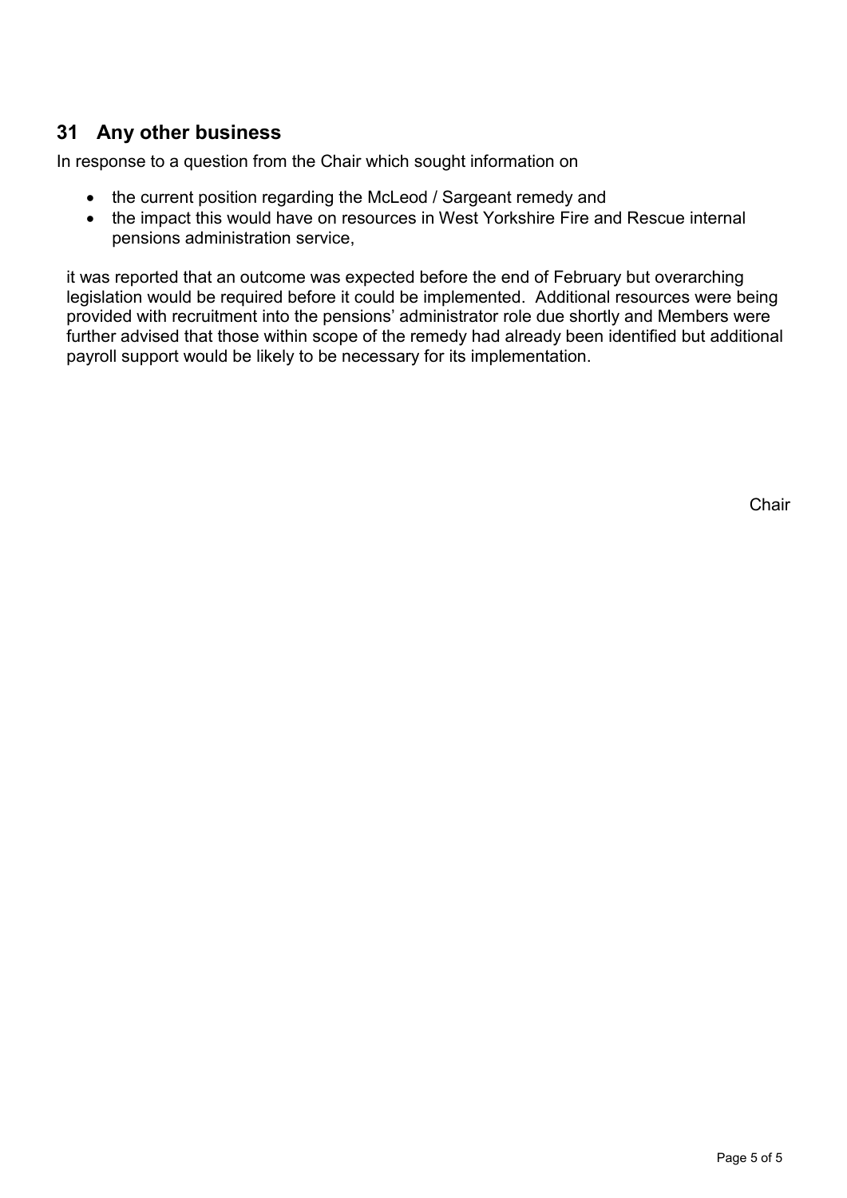## 31 Any other business

In response to a question from the Chair which sought information on

- the current position regarding the McLeod / Sargeant remedy and
- the impact this would have on resources in West Yorkshire Fire and Rescue internal pensions administration service,

it was reported that an outcome was expected before the end of February but overarching legislation would be required before it could be implemented. Additional resources were being provided with recruitment into the pensions' administrator role due shortly and Members were further advised that those within scope of the remedy had already been identified but additional payroll support would be likely to be necessary for its implementation.

Chair